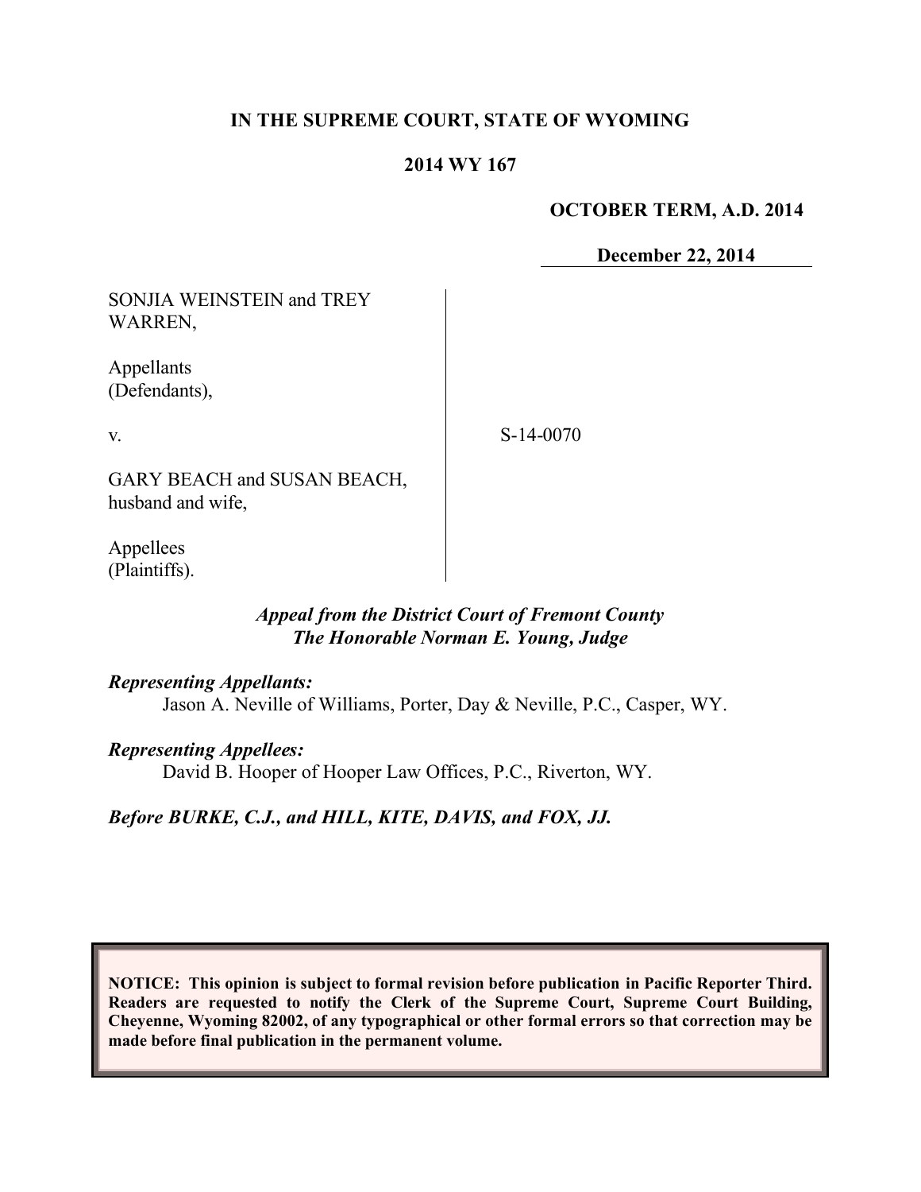**IN THE SUPREME COURT, STATE OF WYOMING**

**2014 WY 167**

**OCTOBER TERM, A.D. 2014**

**December 22, 2014**

SONJIA WEINSTEIN and TREY WARREN,

Appellants (Defendants),

v.

GARY BEACH and SUSAN BEACH, husband and wife,

Appellees (Plaintiffs).

S-14-0070

***Appeal from the District Court of Fremont County***
***The Honorable Norman E. Young, Judge***

***Representing Appellants:***
Jason A. Neville of Williams, Porter, Day & Neville, P.C., Casper, WY.

***Representing Appellees:***
David B. Hooper of Hooper Law Offices, P.C., Riverton, WY.

***Before BURKE, C.J., and HILL, KITE, DAVIS, and FOX, JJ.***

**NOTICE: This opinion is subject to formal revision before publication in Pacific Reporter Third. Readers are requested to notify the Clerk of the Supreme Court, Supreme Court Building, Cheyenne, Wyoming 82002, of any typographical or other formal errors so that correction may be made before final publication in the permanent volume.**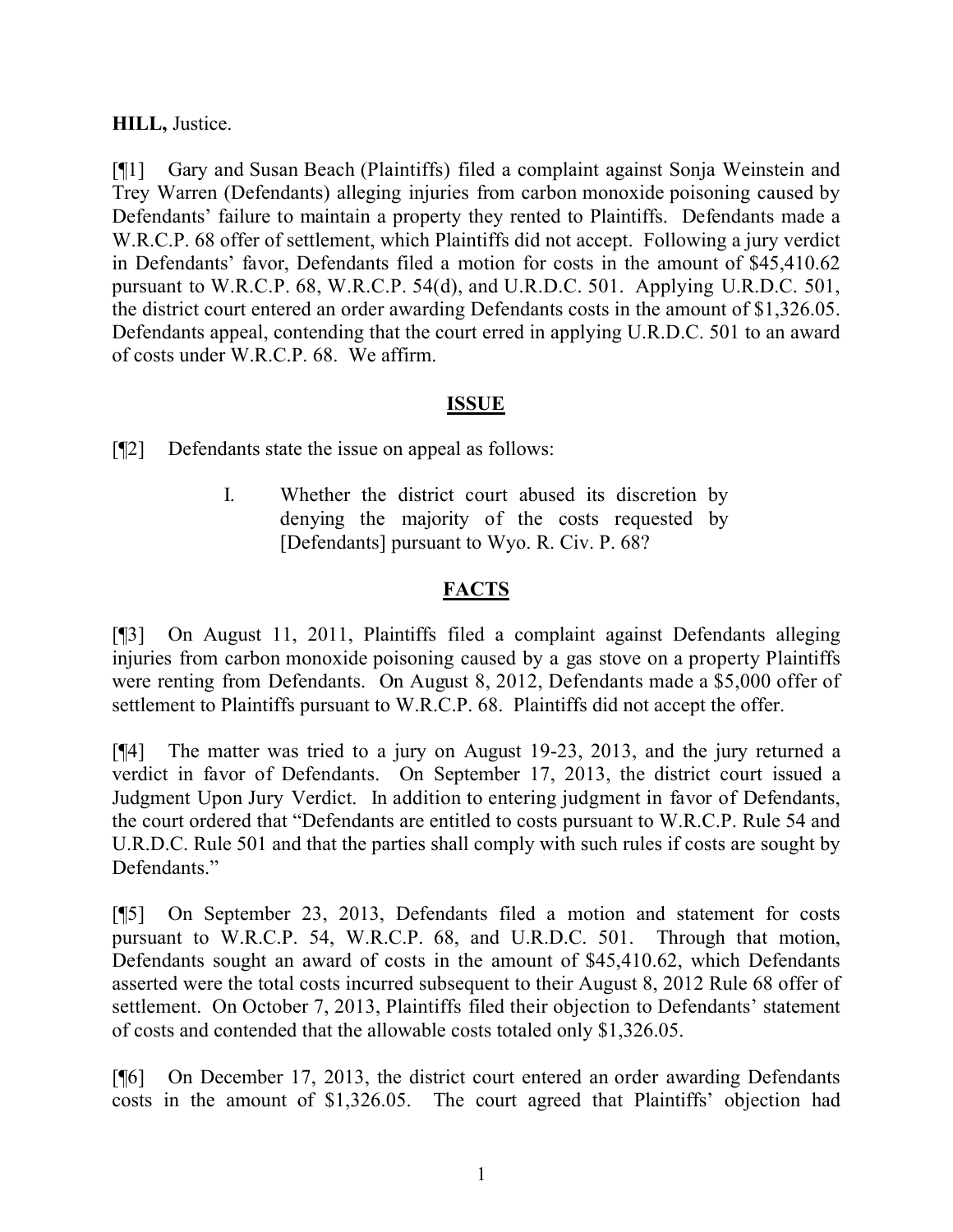**HILL,** Justice.

[¶1] Gary and Susan Beach (Plaintiffs) filed a complaint against Sonja Weinstein and Trey Warren (Defendants) alleging injuries from carbon monoxide poisoning caused by Defendants' failure to maintain a property they rented to Plaintiffs. Defendants made a W.R.C.P. 68 offer of settlement, which Plaintiffs did not accept. Following a jury verdict in Defendants' favor, Defendants filed a motion for costs in the amount of $45,410.62 pursuant to W.R.C.P. 68, W.R.C.P. 54(d), and U.R.D.C. 501. Applying U.R.D.C. 501, the district court entered an order awarding Defendants costs in the amount of $1,326.05. Defendants appeal, contending that the court erred in applying U.R.D.C. 501 to an award of costs under W.R.C.P. 68. We affirm.

## ISSUE

[¶2] Defendants state the issue on appeal as follows:

> I. Whether the district court abused its discretion by denying the majority of the costs requested by [Defendants] pursuant to Wyo. R. Civ. P. 68?

## FACTS

[¶3] On August 11, 2011, Plaintiffs filed a complaint against Defendants alleging injuries from carbon monoxide poisoning caused by a gas stove on a property Plaintiffs were renting from Defendants. On August 8, 2012, Defendants made a $5,000 offer of settlement to Plaintiffs pursuant to W.R.C.P. 68. Plaintiffs did not accept the offer.

[¶4] The matter was tried to a jury on August 19-23, 2013, and the jury returned a verdict in favor of Defendants. On September 17, 2013, the district court issued a Judgment Upon Jury Verdict. In addition to entering judgment in favor of Defendants, the court ordered that "Defendants are entitled to costs pursuant to W.R.C.P. Rule 54 and U.R.D.C. Rule 501 and that the parties shall comply with such rules if costs are sought by Defendants."

[¶5] On September 23, 2013, Defendants filed a motion and statement for costs pursuant to W.R.C.P. 54, W.R.C.P. 68, and U.R.D.C. 501. Through that motion, Defendants sought an award of costs in the amount of $45,410.62, which Defendants asserted were the total costs incurred subsequent to their August 8, 2012 Rule 68 offer of settlement. On October 7, 2013, Plaintiffs filed their objection to Defendants' statement of costs and contended that the allowable costs totaled only $1,326.05.

[¶6] On December 17, 2013, the district court entered an order awarding Defendants costs in the amount of $1,326.05. The court agreed that Plaintiffs' objection had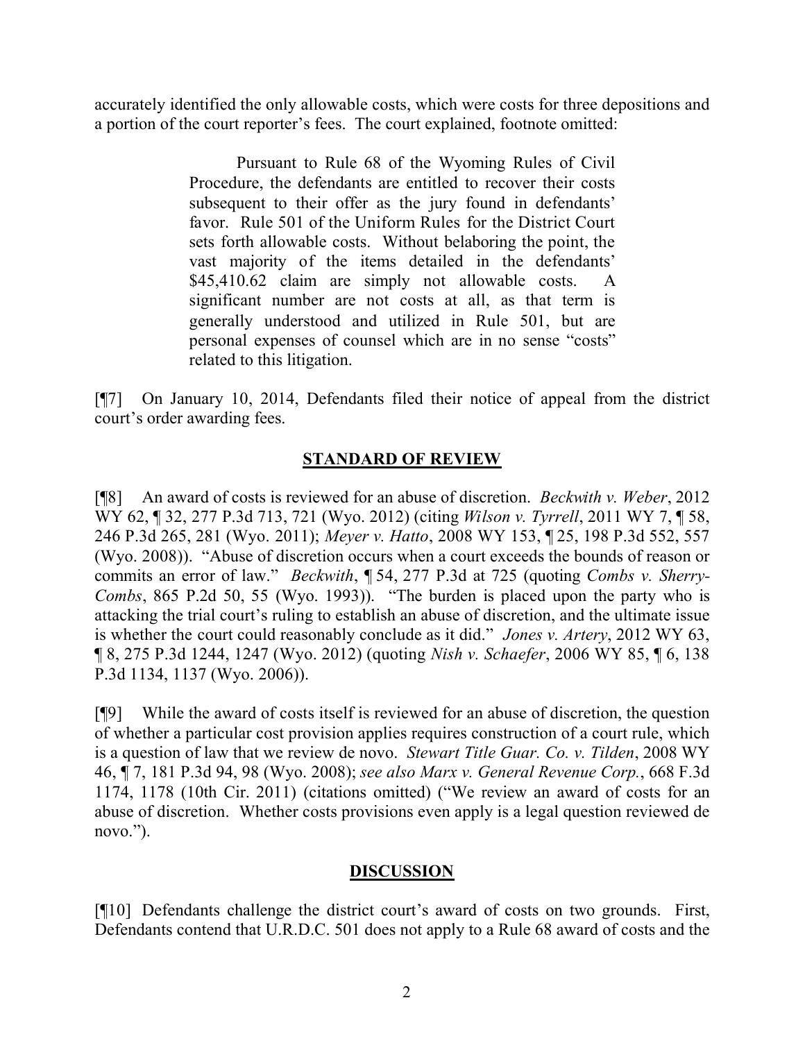accurately identified the only allowable costs, which were costs for three depositions and a portion of the court reporter's fees. The court explained, footnote omitted:

> Pursuant to Rule 68 of the Wyoming Rules of Civil Procedure, the defendants are entitled to recover their costs subsequent to their offer as the jury found in defendants' favor. Rule 501 of the Uniform Rules for the District Court sets forth allowable costs. Without belaboring the point, the vast majority of the items detailed in the defendants' $45,410.62 claim are simply not allowable costs. A significant number are not costs at all, as that term is generally understood and utilized in Rule 501, but are personal expenses of counsel which are in no sense "costs" related to this litigation.

[¶7] On January 10, 2014, Defendants filed their notice of appeal from the district court's order awarding fees.

## STANDARD OF REVIEW

[¶8] An award of costs is reviewed for an abuse of discretion. *Beckwith v. Weber*, 2012 WY 62, ¶ 32, 277 P.3d 713, 721 (Wyo. 2012) (citing *Wilson v. Tyrrell*, 2011 WY 7, ¶ 58, 246 P.3d 265, 281 (Wyo. 2011); *Meyer v. Hatto*, 2008 WY 153, ¶ 25, 198 P.3d 552, 557 (Wyo. 2008)). "Abuse of discretion occurs when a court exceeds the bounds of reason or commits an error of law." *Beckwith*, ¶ 54, 277 P.3d at 725 (quoting *Combs v. Sherry-Combs*, 865 P.2d 50, 55 (Wyo. 1993)). "The burden is placed upon the party who is attacking the trial court's ruling to establish an abuse of discretion, and the ultimate issue is whether the court could reasonably conclude as it did." *Jones v. Artery*, 2012 WY 63, ¶ 8, 275 P.3d 1244, 1247 (Wyo. 2012) (quoting *Nish v. Schaefer*, 2006 WY 85, ¶ 6, 138 P.3d 1134, 1137 (Wyo. 2006)).

[¶9] While the award of costs itself is reviewed for an abuse of discretion, the question of whether a particular cost provision applies requires construction of a court rule, which is a question of law that we review de novo. *Stewart Title Guar. Co. v. Tilden*, 2008 WY 46, ¶ 7, 181 P.3d 94, 98 (Wyo. 2008); *see also Marx v. General Revenue Corp.*, 668 F.3d 1174, 1178 (10th Cir. 2011) (citations omitted) ("We review an award of costs for an abuse of discretion. Whether costs provisions even apply is a legal question reviewed de novo.").

## DISCUSSION

[¶10] Defendants challenge the district court's award of costs on two grounds. First, Defendants contend that U.R.D.C. 501 does not apply to a Rule 68 award of costs and the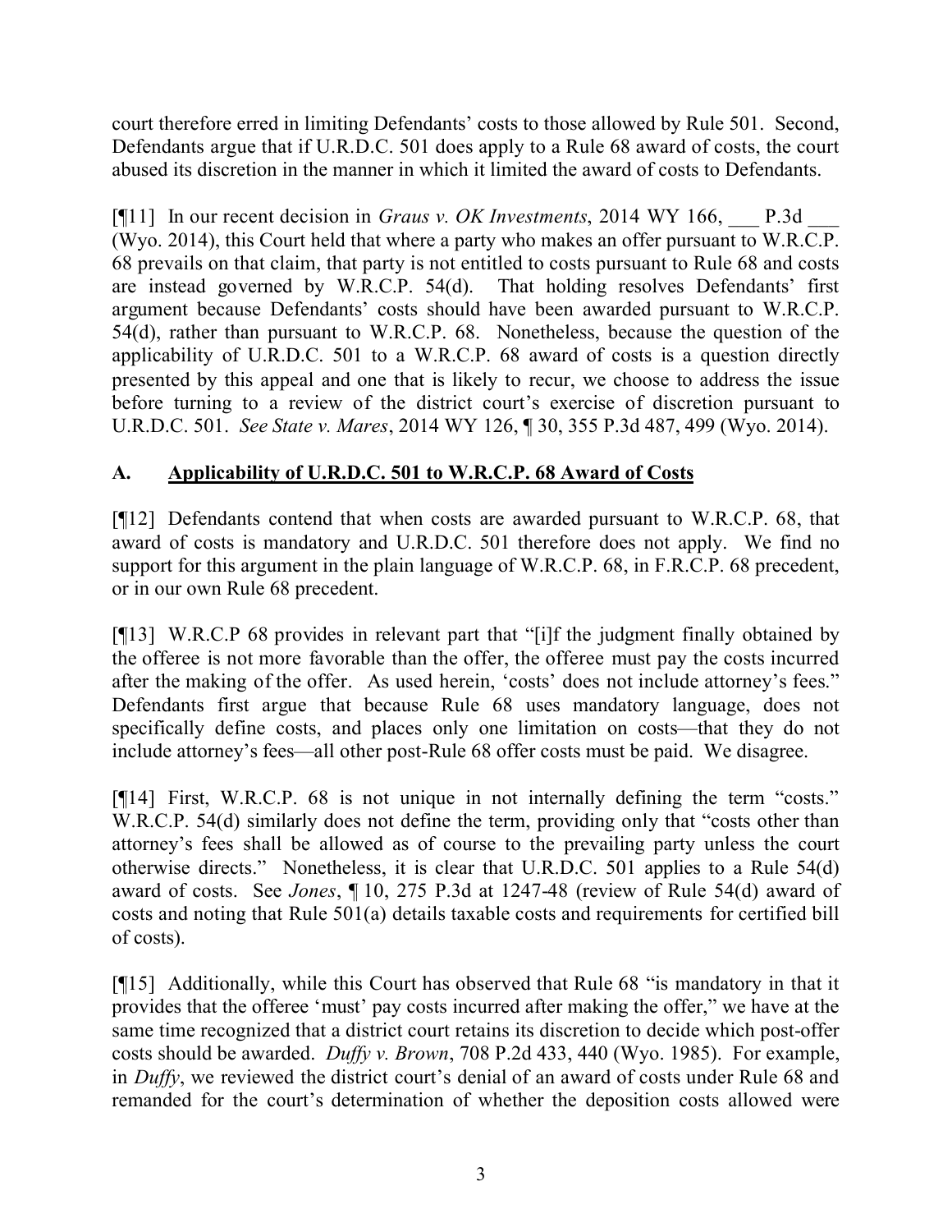court therefore erred in limiting Defendants' costs to those allowed by Rule 501. Second, Defendants argue that if U.R.D.C. 501 does apply to a Rule 68 award of costs, the court abused its discretion in the manner in which it limited the award of costs to Defendants.

[¶11] In our recent decision in *Graus v. OK Investments*, 2014 WY 166, ___ P.3d ___ (Wyo. 2014), this Court held that where a party who makes an offer pursuant to W.R.C.P. 68 prevails on that claim, that party is not entitled to costs pursuant to Rule 68 and costs are instead governed by W.R.C.P. 54(d). That holding resolves Defendants' first argument because Defendants' costs should have been awarded pursuant to W.R.C.P. 54(d), rather than pursuant to W.R.C.P. 68. Nonetheless, because the question of the applicability of U.R.D.C. 501 to a W.R.C.P. 68 award of costs is a question directly presented by this appeal and one that is likely to recur, we choose to address the issue before turning to a review of the district court's exercise of discretion pursuant to U.R.D.C. 501. *See State v. Mares*, 2014 WY 126, ¶ 30, 355 P.3d 487, 499 (Wyo. 2014).

## A. Applicability of U.R.D.C. 501 to W.R.C.P. 68 Award of Costs

[¶12] Defendants contend that when costs are awarded pursuant to W.R.C.P. 68, that award of costs is mandatory and U.R.D.C. 501 therefore does not apply. We find no support for this argument in the plain language of W.R.C.P. 68, in F.R.C.P. 68 precedent, or in our own Rule 68 precedent.

[¶13] W.R.C.P 68 provides in relevant part that "[i]f the judgment finally obtained by the offeree is not more favorable than the offer, the offeree must pay the costs incurred after the making of the offer. As used herein, 'costs' does not include attorney's fees." Defendants first argue that because Rule 68 uses mandatory language, does not specifically define costs, and places only one limitation on costs—that they do not include attorney's fees—all other post-Rule 68 offer costs must be paid. We disagree.

[¶14] First, W.R.C.P. 68 is not unique in not internally defining the term "costs." W.R.C.P. 54(d) similarly does not define the term, providing only that "costs other than attorney's fees shall be allowed as of course to the prevailing party unless the court otherwise directs." Nonetheless, it is clear that U.R.D.C. 501 applies to a Rule 54(d) award of costs. See *Jones*, ¶ 10, 275 P.3d at 1247-48 (review of Rule 54(d) award of costs and noting that Rule 501(a) details taxable costs and requirements for certified bill of costs).

[¶15] Additionally, while this Court has observed that Rule 68 "is mandatory in that it provides that the offeree 'must' pay costs incurred after making the offer," we have at the same time recognized that a district court retains its discretion to decide which post-offer costs should be awarded. *Duffy v. Brown*, 708 P.2d 433, 440 (Wyo. 1985). For example, in *Duffy*, we reviewed the district court's denial of an award of costs under Rule 68 and remanded for the court's determination of whether the deposition costs allowed were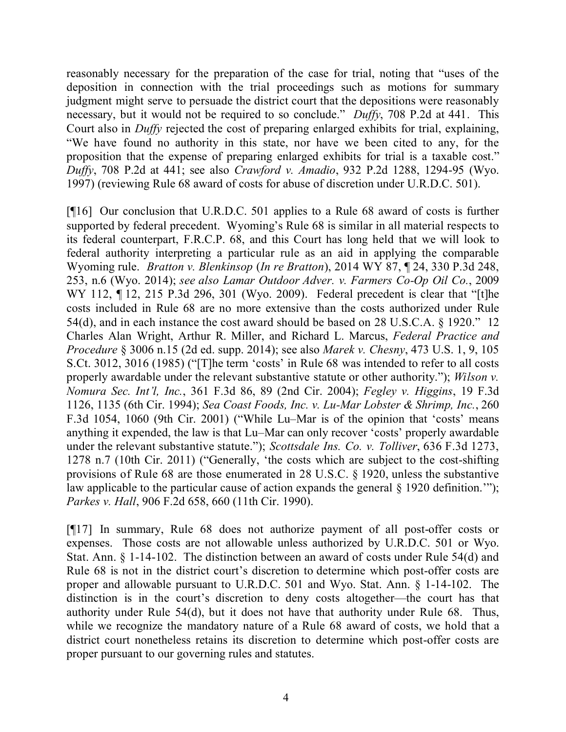reasonably necessary for the preparation of the case for trial, noting that "uses of the deposition in connection with the trial proceedings such as motions for summary judgment might serve to persuade the district court that the depositions were reasonably necessary, but it would not be required to so conclude." *Duffy*, 708 P.2d at 441. This Court also in *Duffy* rejected the cost of preparing enlarged exhibits for trial, explaining, "We have found no authority in this state, nor have we been cited to any, for the proposition that the expense of preparing enlarged exhibits for trial is a taxable cost." *Duffy*, 708 P.2d at 441; see also *Crawford v. Amadio*, 932 P.2d 1288, 1294-95 (Wyo. 1997) (reviewing Rule 68 award of costs for abuse of discretion under U.R.D.C. 501).

[¶16] Our conclusion that U.R.D.C. 501 applies to a Rule 68 award of costs is further supported by federal precedent. Wyoming's Rule 68 is similar in all material respects to its federal counterpart, F.R.C.P. 68, and this Court has long held that we will look to federal authority interpreting a particular rule as an aid in applying the comparable Wyoming rule. *Bratton v. Blenkinsop* (*In re Bratton*), 2014 WY 87, ¶ 24, 330 P.3d 248, 253, n.6 (Wyo. 2014); *see also Lamar Outdoor Adver. v. Farmers Co-Op Oil Co.*, 2009 WY 112, ¶ 12, 215 P.3d 296, 301 (Wyo. 2009). Federal precedent is clear that "[t]he costs included in Rule 68 are no more extensive than the costs authorized under Rule 54(d), and in each instance the cost award should be based on 28 U.S.C.A. § 1920." 12 Charles Alan Wright, Arthur R. Miller, and Richard L. Marcus, *Federal Practice and Procedure* § 3006 n.15 (2d ed. supp. 2014); see also *Marek v. Chesny*, 473 U.S. 1, 9, 105 S.Ct. 3012, 3016 (1985) ("[T]he term 'costs' in Rule 68 was intended to refer to all costs properly awardable under the relevant substantive statute or other authority."); *Wilson v. Nomura Sec. Int'l, Inc.*, 361 F.3d 86, 89 (2nd Cir. 2004); *Fegley v. Higgins*, 19 F.3d 1126, 1135 (6th Cir. 1994); *Sea Coast Foods, Inc. v. Lu-Mar Lobster & Shrimp, Inc.*, 260 F.3d 1054, 1060 (9th Cir. 2001) ("While Lu–Mar is of the opinion that 'costs' means anything it expended, the law is that Lu–Mar can only recover 'costs' properly awardable under the relevant substantive statute."); *Scottsdale Ins. Co. v. Tolliver*, 636 F.3d 1273, 1278 n.7 (10th Cir. 2011) ("Generally, 'the costs which are subject to the cost-shifting provisions of Rule 68 are those enumerated in 28 U.S.C. § 1920, unless the substantive law applicable to the particular cause of action expands the general § 1920 definition.'"); *Parkes v. Hall*, 906 F.2d 658, 660 (11th Cir. 1990).

[¶17] In summary, Rule 68 does not authorize payment of all post-offer costs or expenses. Those costs are not allowable unless authorized by U.R.D.C. 501 or Wyo. Stat. Ann. § 1-14-102. The distinction between an award of costs under Rule 54(d) and Rule 68 is not in the district court's discretion to determine which post-offer costs are proper and allowable pursuant to U.R.D.C. 501 and Wyo. Stat. Ann. § 1-14-102. The distinction is in the court's discretion to deny costs altogether—the court has that authority under Rule 54(d), but it does not have that authority under Rule 68. Thus, while we recognize the mandatory nature of a Rule 68 award of costs, we hold that a district court nonetheless retains its discretion to determine which post-offer costs are proper pursuant to our governing rules and statutes.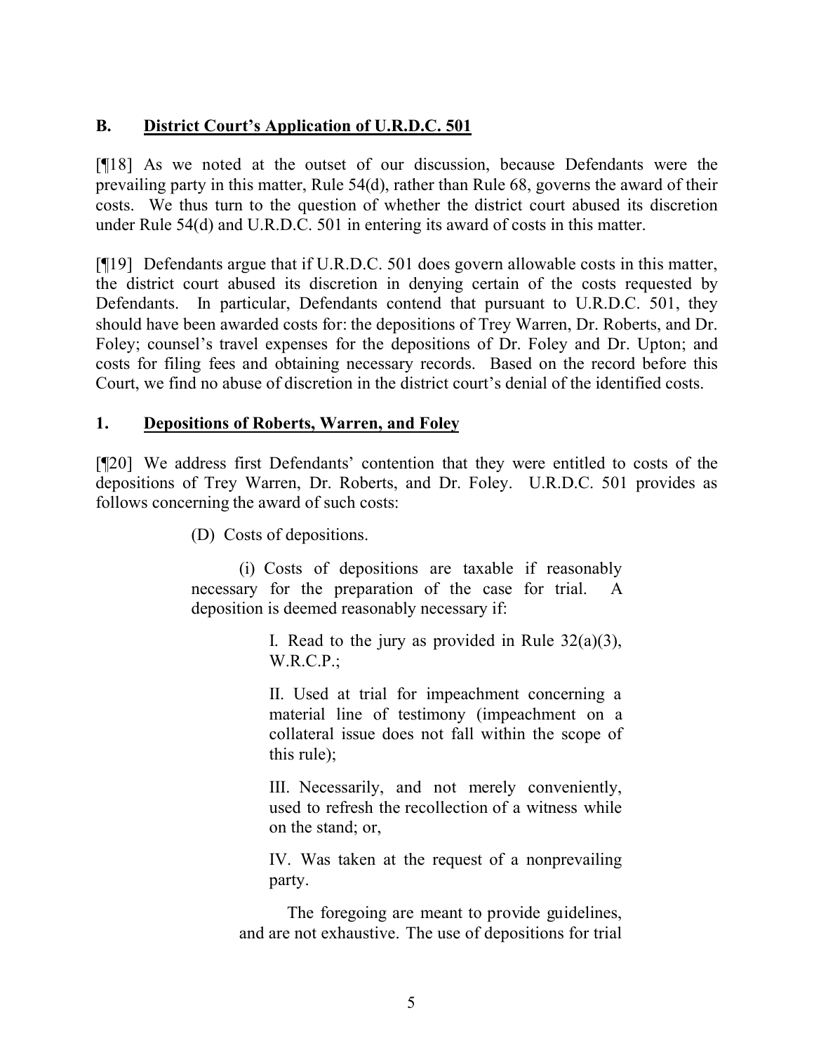### B. District Court's Application of U.R.D.C. 501

[¶18] As we noted at the outset of our discussion, because Defendants were the prevailing party in this matter, Rule 54(d), rather than Rule 68, governs the award of their costs. We thus turn to the question of whether the district court abused its discretion under Rule 54(d) and U.R.D.C. 501 in entering its award of costs in this matter.

[¶19] Defendants argue that if U.R.D.C. 501 does govern allowable costs in this matter, the district court abused its discretion in denying certain of the costs requested by Defendants. In particular, Defendants contend that pursuant to U.R.D.C. 501, they should have been awarded costs for: the depositions of Trey Warren, Dr. Roberts, and Dr. Foley; counsel's travel expenses for the depositions of Dr. Foley and Dr. Upton; and costs for filing fees and obtaining necessary records. Based on the record before this Court, we find no abuse of discretion in the district court's denial of the identified costs.

#### 1. Depositions of Roberts, Warren, and Foley

[¶20] We address first Defendants' contention that they were entitled to costs of the depositions of Trey Warren, Dr. Roberts, and Dr. Foley. U.R.D.C. 501 provides as follows concerning the award of such costs:

> (D) Costs of depositions.
>
> (i) Costs of depositions are taxable if reasonably necessary for the preparation of the case for trial. A deposition is deemed reasonably necessary if:
>
> > I. Read to the jury as provided in Rule 32(a)(3), W.R.C.P.;
> >
> > II. Used at trial for impeachment concerning a material line of testimony (impeachment on a collateral issue does not fall within the scope of this rule);
> >
> > III. Necessarily, and not merely conveniently, used to refresh the recollection of a witness while on the stand; or,
> >
> > IV. Was taken at the request of a nonprevailing party.
>
> The foregoing are meant to provide guidelines, and are not exhaustive. The use of depositions for trial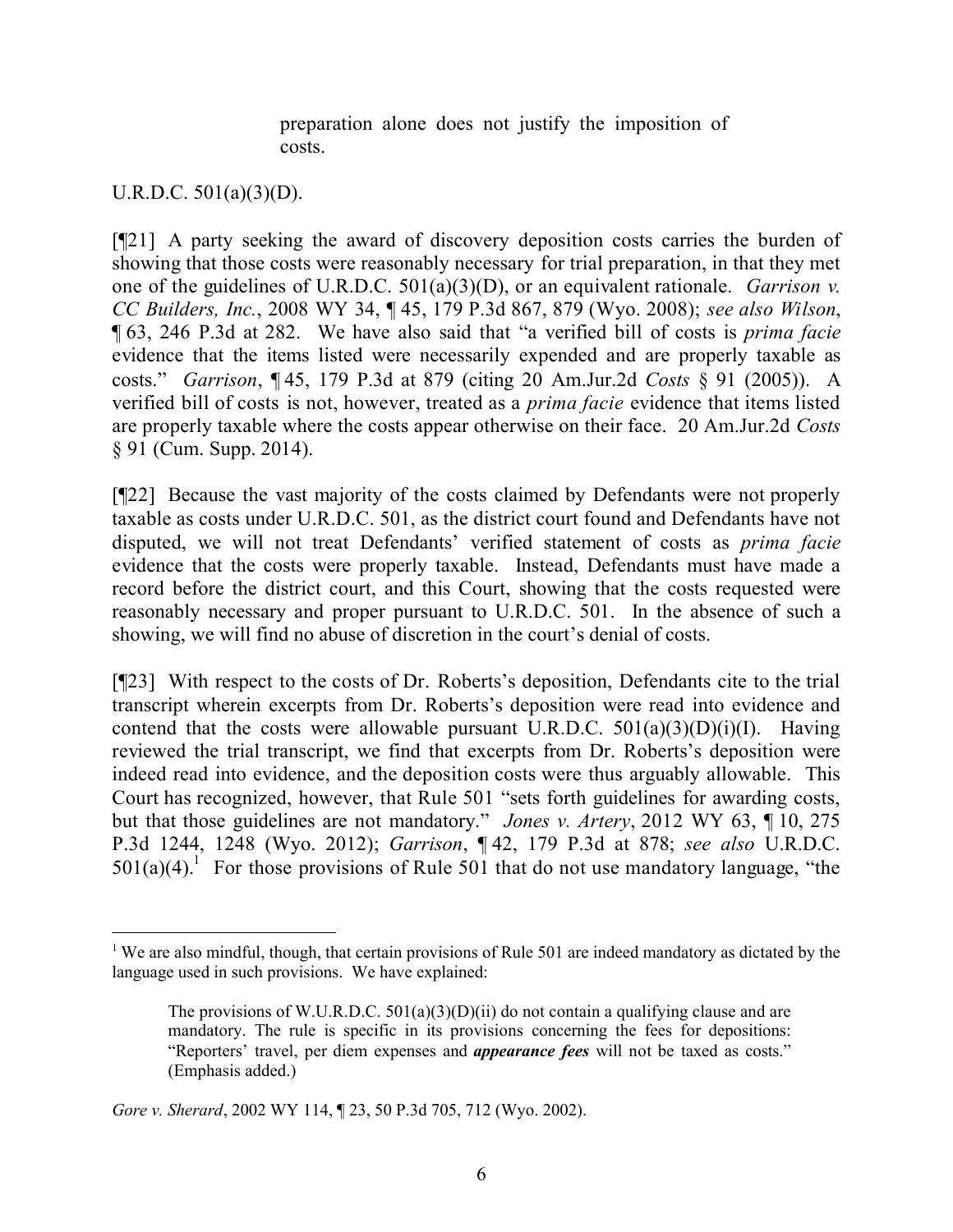> preparation alone does not justify the imposition of costs.

U.R.D.C. 501(a)(3)(D).

[¶21] A party seeking the award of discovery deposition costs carries the burden of showing that those costs were reasonably necessary for trial preparation, in that they met one of the guidelines of U.R.D.C. 501(a)(3)(D), or an equivalent rationale. *Garrison v. CC Builders, Inc.*, 2008 WY 34, ¶ 45, 179 P.3d 867, 879 (Wyo. 2008); *see also Wilson*, ¶ 63, 246 P.3d at 282. We have also said that "a verified bill of costs is *prima facie* evidence that the items listed were necessarily expended and are properly taxable as costs." *Garrison*, ¶ 45, 179 P.3d at 879 (citing 20 Am.Jur.2d *Costs* § 91 (2005)). A verified bill of costs is not, however, treated as a *prima facie* evidence that items listed are properly taxable where the costs appear otherwise on their face. 20 Am.Jur.2d *Costs* § 91 (Cum. Supp. 2014).

[¶22] Because the vast majority of the costs claimed by Defendants were not properly taxable as costs under U.R.D.C. 501, as the district court found and Defendants have not disputed, we will not treat Defendants' verified statement of costs as *prima facie* evidence that the costs were properly taxable. Instead, Defendants must have made a record before the district court, and this Court, showing that the costs requested were reasonably necessary and proper pursuant to U.R.D.C. 501. In the absence of such a showing, we will find no abuse of discretion in the court's denial of costs.

[¶23] With respect to the costs of Dr. Roberts's deposition, Defendants cite to the trial transcript wherein excerpts from Dr. Roberts's deposition were read into evidence and contend that the costs were allowable pursuant U.R.D.C. 501(a)(3)(D)(i)(I). Having reviewed the trial transcript, we find that excerpts from Dr. Roberts's deposition were indeed read into evidence, and the deposition costs were thus arguably allowable. This Court has recognized, however, that Rule 501 "sets forth guidelines for awarding costs, but that those guidelines are not mandatory." *Jones v. Artery*, 2012 WY 63, ¶ 10, 275 P.3d 1244, 1248 (Wyo. 2012); *Garrison*, ¶ 42, 179 P.3d at 878; *see also* U.R.D.C. 501(a)(4).[1] For those provisions of Rule 501 that do not use mandatory language, "the

---

[1] We are also mindful, though, that certain provisions of Rule 501 are indeed mandatory as dictated by the language used in such provisions. We have explained:

> The provisions of W.U.R.D.C. 501(a)(3)(D)(ii) do not contain a qualifying clause and are mandatory. The rule is specific in its provisions concerning the fees for depositions: "Reporters' travel, per diem expenses and ***appearance fees*** will not be taxed as costs." (Emphasis added.)

*Gore v. Sherard*, 2002 WY 114, ¶ 23, 50 P.3d 705, 712 (Wyo. 2002).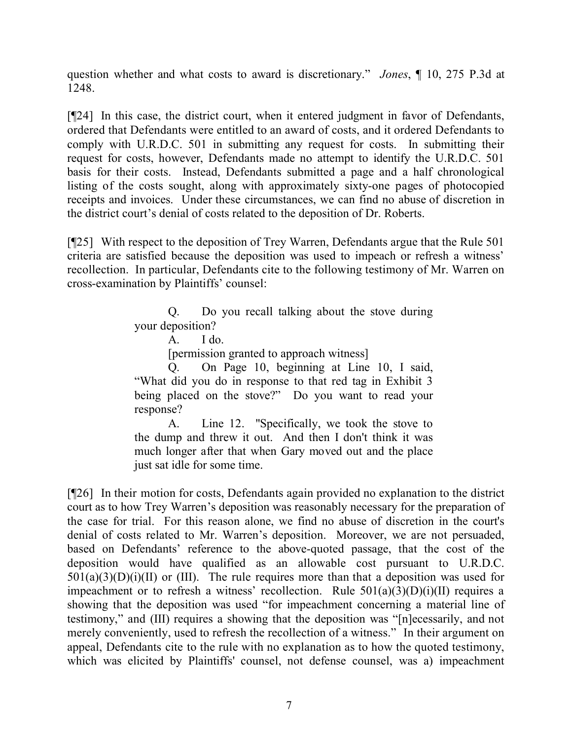question whether and what costs to award is discretionary." *Jones*, ¶ 10, 275 P.3d at 1248.

[¶24] In this case, the district court, when it entered judgment in favor of Defendants, ordered that Defendants were entitled to an award of costs, and it ordered Defendants to comply with U.R.D.C. 501 in submitting any request for costs. In submitting their request for costs, however, Defendants made no attempt to identify the U.R.D.C. 501 basis for their costs. Instead, Defendants submitted a page and a half chronological listing of the costs sought, along with approximately sixty-one pages of photocopied receipts and invoices. Under these circumstances, we can find no abuse of discretion in the district court's denial of costs related to the deposition of Dr. Roberts.

[¶25] With respect to the deposition of Trey Warren, Defendants argue that the Rule 501 criteria are satisfied because the deposition was used to impeach or refresh a witness' recollection. In particular, Defendants cite to the following testimony of Mr. Warren on cross-examination by Plaintiffs' counsel:

> Q. Do you recall talking about the stove during your deposition?
>
> A. I do.
>
> [permission granted to approach witness]
>
> Q. On Page 10, beginning at Line 10, I said, "What did you do in response to that red tag in Exhibit 3 being placed on the stove?" Do you want to read your response?
>
> A. Line 12. "Specifically, we took the stove to the dump and threw it out. And then I don't think it was much longer after that when Gary moved out and the place just sat idle for some time.

[¶26] In their motion for costs, Defendants again provided no explanation to the district court as to how Trey Warren's deposition was reasonably necessary for the preparation of the case for trial. For this reason alone, we find no abuse of discretion in the court's denial of costs related to Mr. Warren's deposition. Moreover, we are not persuaded, based on Defendants' reference to the above-quoted passage, that the cost of the deposition would have qualified as an allowable cost pursuant to U.R.D.C. 501(a)(3)(D)(i)(II) or (III). The rule requires more than that a deposition was used for impeachment or to refresh a witness' recollection. Rule 501(a)(3)(D)(i)(II) requires a showing that the deposition was used "for impeachment concerning a material line of testimony," and (III) requires a showing that the deposition was "[n]ecessarily, and not merely conveniently, used to refresh the recollection of a witness." In their argument on appeal, Defendants cite to the rule with no explanation as to how the quoted testimony, which was elicited by Plaintiffs' counsel, not defense counsel, was a) impeachment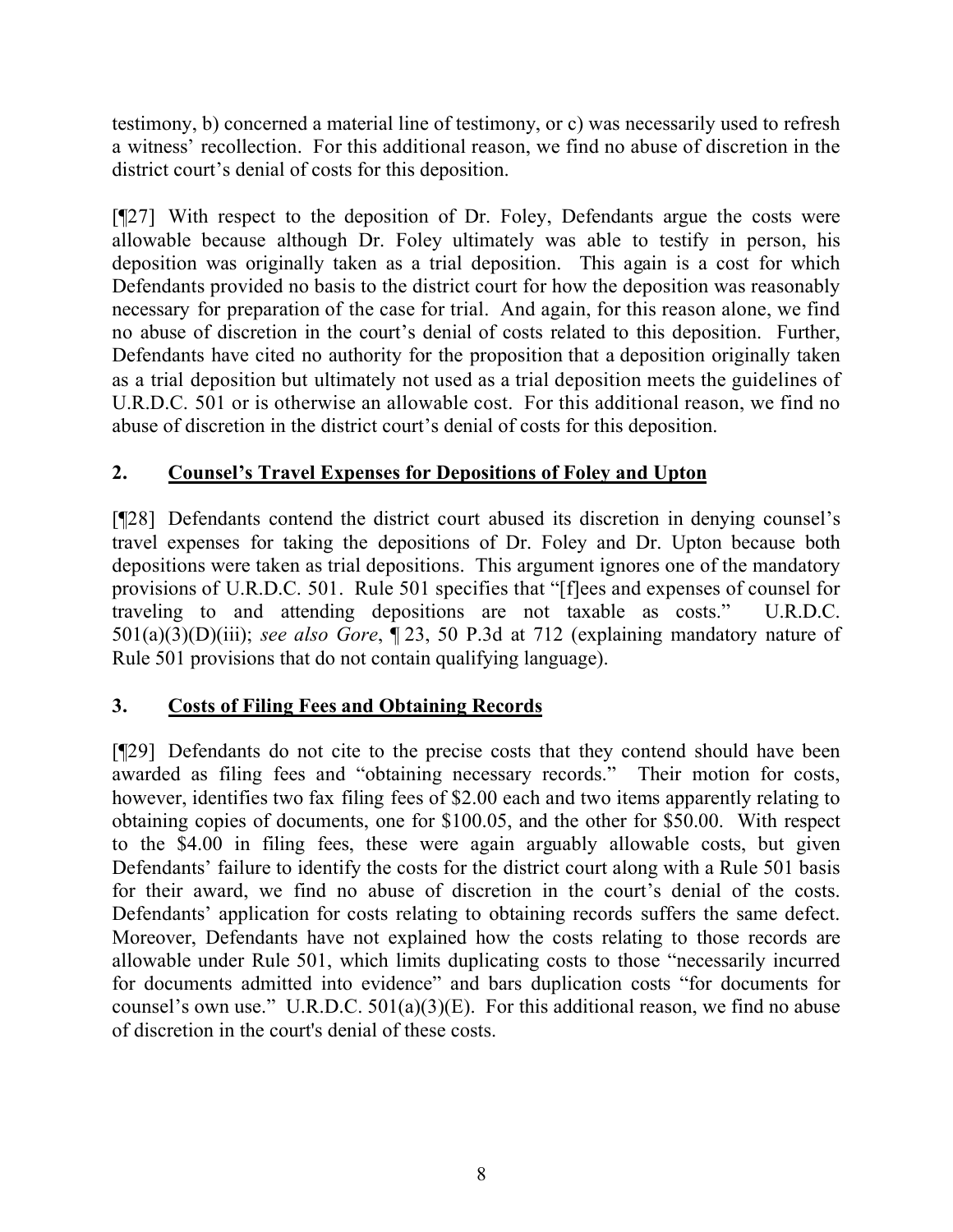testimony, b) concerned a material line of testimony, or c) was necessarily used to refresh a witness' recollection. For this additional reason, we find no abuse of discretion in the district court's denial of costs for this deposition.

[¶27] With respect to the deposition of Dr. Foley, Defendants argue the costs were allowable because although Dr. Foley ultimately was able to testify in person, his deposition was originally taken as a trial deposition. This again is a cost for which Defendants provided no basis to the district court for how the deposition was reasonably necessary for preparation of the case for trial. And again, for this reason alone, we find no abuse of discretion in the court's denial of costs related to this deposition. Further, Defendants have cited no authority for the proposition that a deposition originally taken as a trial deposition but ultimately not used as a trial deposition meets the guidelines of U.R.D.C. 501 or is otherwise an allowable cost. For this additional reason, we find no abuse of discretion in the district court's denial of costs for this deposition.

## 2. <u>Counsel's Travel Expenses for Depositions of Foley and Upton</u>

[¶28] Defendants contend the district court abused its discretion in denying counsel's travel expenses for taking the depositions of Dr. Foley and Dr. Upton because both depositions were taken as trial depositions. This argument ignores one of the mandatory provisions of U.R.D.C. 501. Rule 501 specifies that "[f]ees and expenses of counsel for traveling to and attending depositions are not taxable as costs." U.R.D.C. 501(a)(3)(D)(iii); *see also Gore*, ¶ 23, 50 P.3d at 712 (explaining mandatory nature of Rule 501 provisions that do not contain qualifying language).

## 3. <u>Costs of Filing Fees and Obtaining Records</u>

[¶29] Defendants do not cite to the precise costs that they contend should have been awarded as filing fees and "obtaining necessary records." Their motion for costs, however, identifies two fax filing fees of $2.00 each and two items apparently relating to obtaining copies of documents, one for $100.05, and the other for $50.00. With respect to the $4.00 in filing fees, these were again arguably allowable costs, but given Defendants' failure to identify the costs for the district court along with a Rule 501 basis for their award, we find no abuse of discretion in the court's denial of the costs. Defendants' application for costs relating to obtaining records suffers the same defect. Moreover, Defendants have not explained how the costs relating to those records are allowable under Rule 501, which limits duplicating costs to those "necessarily incurred for documents admitted into evidence" and bars duplication costs "for documents for counsel's own use." U.R.D.C. 501(a)(3)(E). For this additional reason, we find no abuse of discretion in the court's denial of these costs.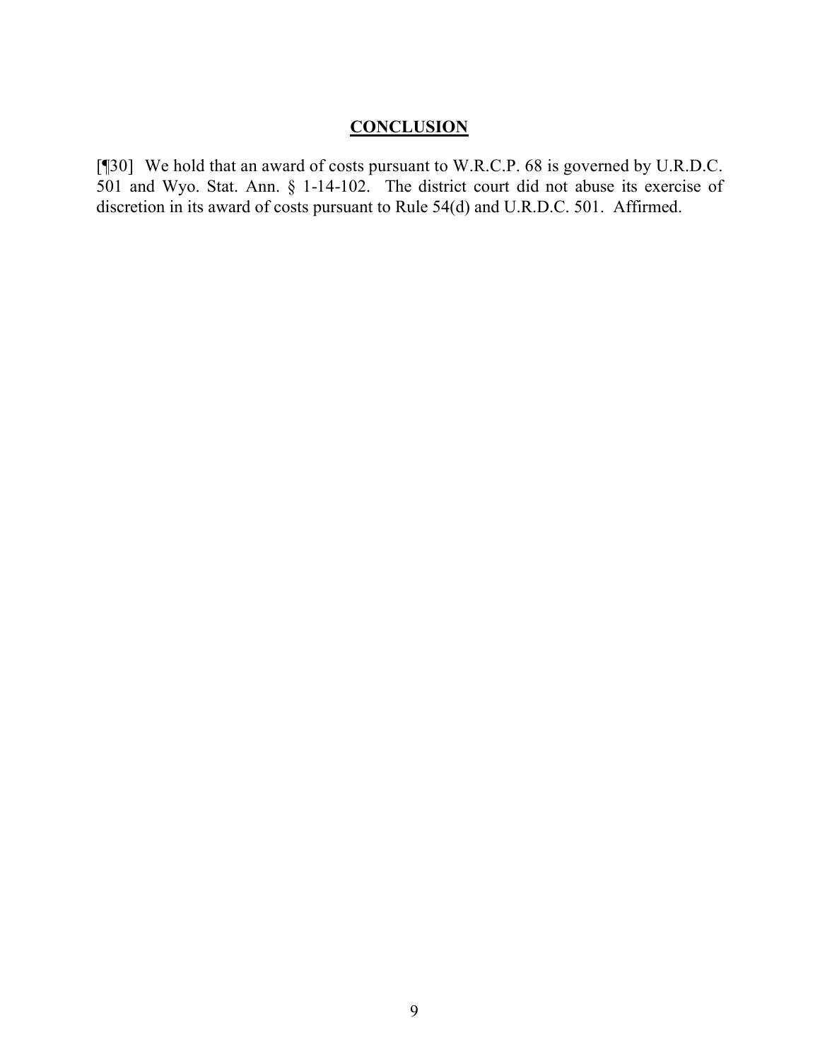## CONCLUSION

[¶30] We hold that an award of costs pursuant to W.R.C.P. 68 is governed by U.R.D.C. 501 and Wyo. Stat. Ann. § 1-14-102. The district court did not abuse its exercise of discretion in its award of costs pursuant to Rule 54(d) and U.R.D.C. 501. Affirmed.